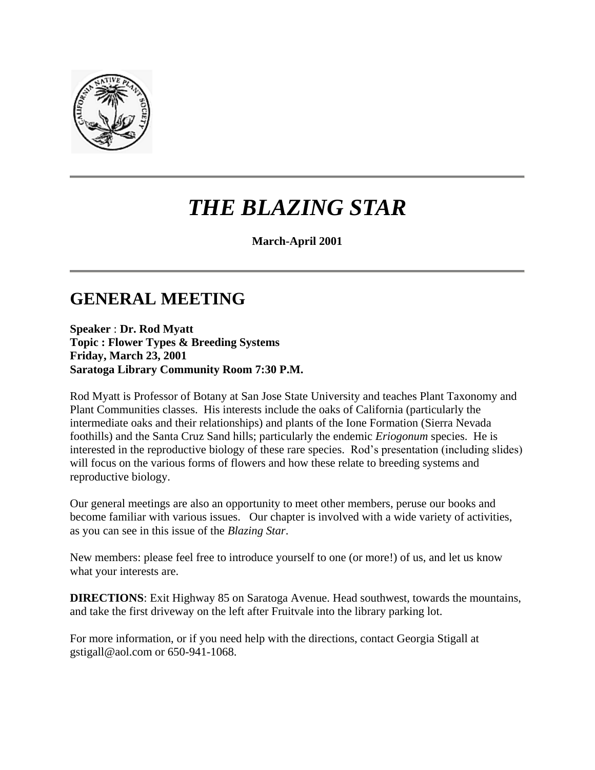# *THE BLAZING STAR*

**March-April 2001**

## GENERAL MEETING

**Speaker** : **Dr. Rod Myatt**
**Topic : Flower Types & Breeding Systems**
**Friday, March 23, 2001**
**Saratoga Library Community Room 7:30 P.M.**

Rod Myatt is Professor of Botany at San Jose State University and teaches Plant Taxonomy and Plant Communities classes. His interests include the oaks of California (particularly the intermediate oaks and their relationships) and plants of the Ione Formation (Sierra Nevada foothills) and the Santa Cruz Sand hills; particularly the endemic *Eriogonum* species. He is interested in the reproductive biology of these rare species. Rod's presentation (including slides) will focus on the various forms of flowers and how these relate to breeding systems and reproductive biology.

Our general meetings are also an opportunity to meet other members, peruse our books and become familiar with various issues. Our chapter is involved with a wide variety of activities, as you can see in this issue of the *Blazing Star*.

New members: please feel free to introduce yourself to one (or more!) of us, and let us know what your interests are.

**DIRECTIONS**: Exit Highway 85 on Saratoga Avenue. Head southwest, towards the mountains, and take the first driveway on the left after Fruitvale into the library parking lot.

For more information, or if you need help with the directions, contact Georgia Stigall at gstigall@aol.com or 650-941-1068.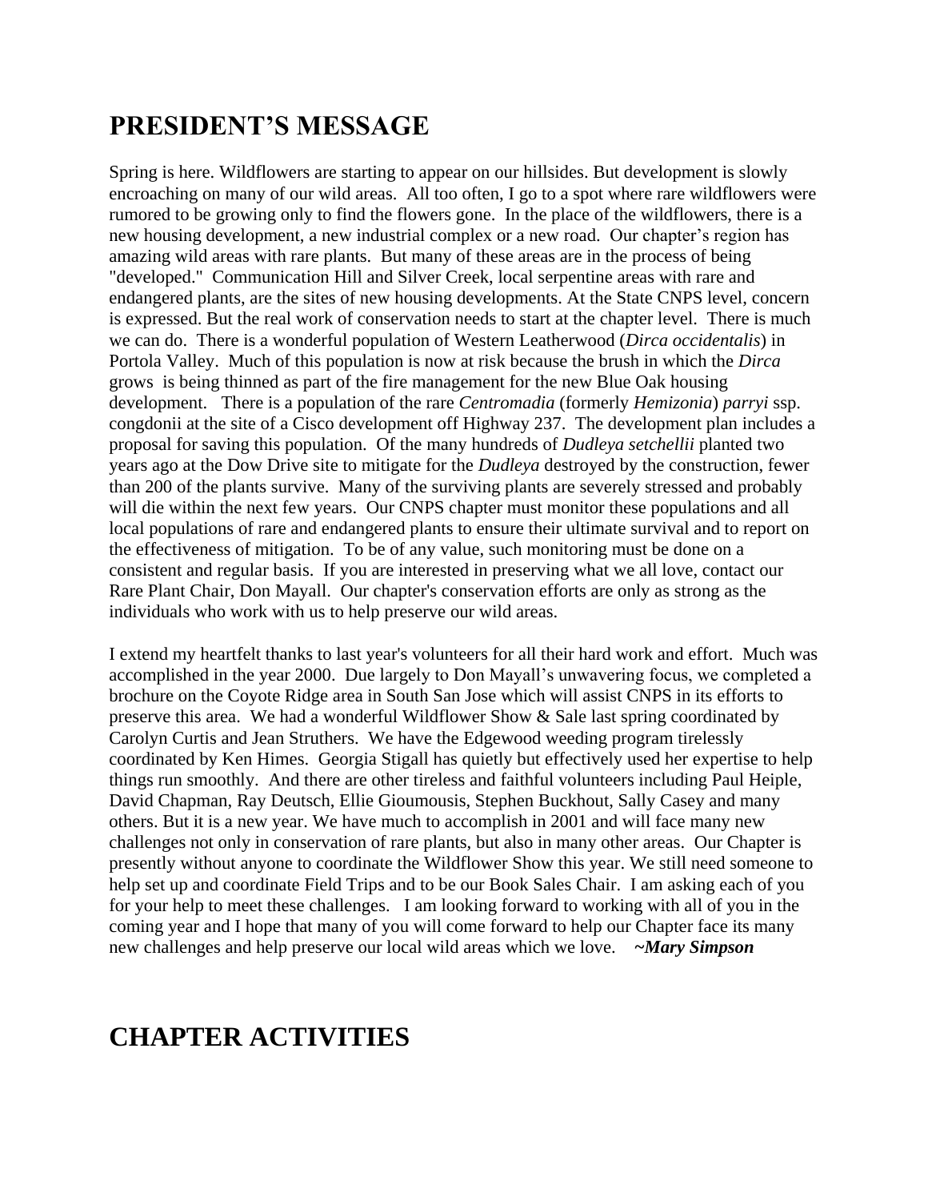# PRESIDENT'S MESSAGE

Spring is here. Wildflowers are starting to appear on our hillsides. But development is slowly encroaching on many of our wild areas. All too often, I go to a spot where rare wildflowers were rumored to be growing only to find the flowers gone. In the place of the wildflowers, there is a new housing development, a new industrial complex or a new road. Our chapter's region has amazing wild areas with rare plants. But many of these areas are in the process of being "developed." Communication Hill and Silver Creek, local serpentine areas with rare and endangered plants, are the sites of new housing developments. At the State CNPS level, concern is expressed. But the real work of conservation needs to start at the chapter level. There is much we can do. There is a wonderful population of Western Leatherwood (*Dirca occidentalis*) in Portola Valley. Much of this population is now at risk because the brush in which the *Dirca* grows is being thinned as part of the fire management for the new Blue Oak housing development. There is a population of the rare *Centromadia* (formerly *Hemizonia*) *parryi* ssp. congdonii at the site of a Cisco development off Highway 237. The development plan includes a proposal for saving this population. Of the many hundreds of *Dudleya setchellii* planted two years ago at the Dow Drive site to mitigate for the *Dudleya* destroyed by the construction, fewer than 200 of the plants survive. Many of the surviving plants are severely stressed and probably will die within the next few years. Our CNPS chapter must monitor these populations and all local populations of rare and endangered plants to ensure their ultimate survival and to report on the effectiveness of mitigation. To be of any value, such monitoring must be done on a consistent and regular basis. If you are interested in preserving what we all love, contact our Rare Plant Chair, Don Mayall. Our chapter's conservation efforts are only as strong as the individuals who work with us to help preserve our wild areas.

I extend my heartfelt thanks to last year's volunteers for all their hard work and effort. Much was accomplished in the year 2000. Due largely to Don Mayall's unwavering focus, we completed a brochure on the Coyote Ridge area in South San Jose which will assist CNPS in its efforts to preserve this area. We had a wonderful Wildflower Show & Sale last spring coordinated by Carolyn Curtis and Jean Struthers. We have the Edgewood weeding program tirelessly coordinated by Ken Himes. Georgia Stigall has quietly but effectively used her expertise to help things run smoothly. And there are other tireless and faithful volunteers including Paul Heiple, David Chapman, Ray Deutsch, Ellie Gioumousis, Stephen Buckhout, Sally Casey and many others. But it is a new year. We have much to accomplish in 2001 and will face many new challenges not only in conservation of rare plants, but also in many other areas. Our Chapter is presently without anyone to coordinate the Wildflower Show this year. We still need someone to help set up and coordinate Field Trips and to be our Book Sales Chair. I am asking each of you for your help to meet these challenges. I am looking forward to working with all of you in the coming year and I hope that many of you will come forward to help our Chapter face its many new challenges and help preserve our local wild areas which we love. ***~Mary Simpson***

# CHAPTER ACTIVITIES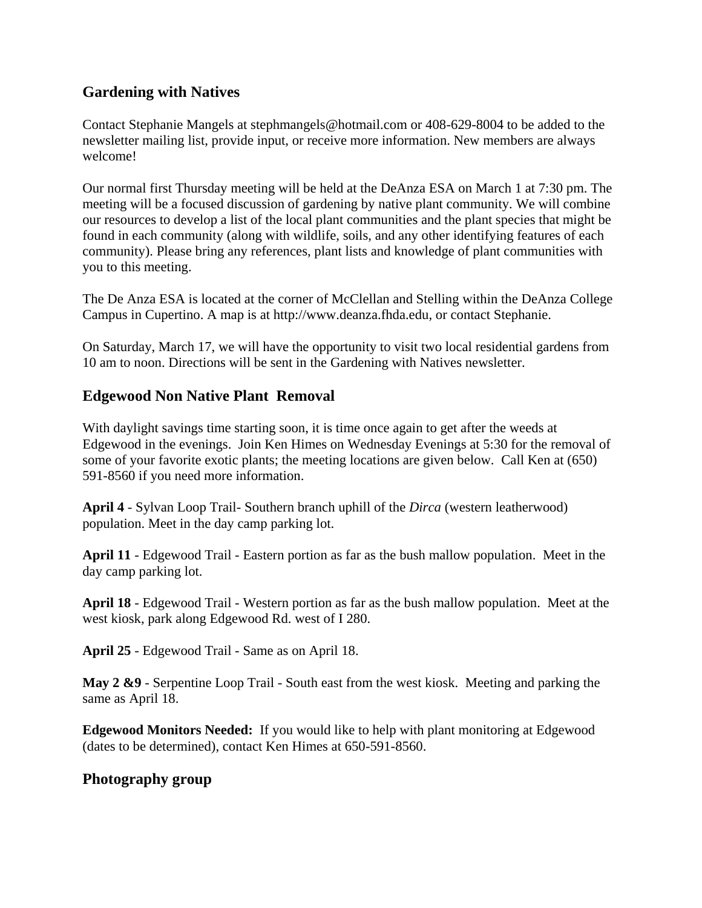## Gardening with Natives

Contact Stephanie Mangels at stephmangels@hotmail.com or 408-629-8004 to be added to the newsletter mailing list, provide input, or receive more information. New members are always welcome!

Our normal first Thursday meeting will be held at the DeAnza ESA on March 1 at 7:30 pm. The meeting will be a focused discussion of gardening by native plant community. We will combine our resources to develop a list of the local plant communities and the plant species that might be found in each community (along with wildlife, soils, and any other identifying features of each community). Please bring any references, plant lists and knowledge of plant communities with you to this meeting.

The De Anza ESA is located at the corner of McClellan and Stelling within the DeAnza College Campus in Cupertino. A map is at http://www.deanza.fhda.edu, or contact Stephanie.

On Saturday, March 17, we will have the opportunity to visit two local residential gardens from 10 am to noon. Directions will be sent in the Gardening with Natives newsletter.

## Edgewood Non Native Plant Removal

With daylight savings time starting soon, it is time once again to get after the weeds at Edgewood in the evenings. Join Ken Himes on Wednesday Evenings at 5:30 for the removal of some of your favorite exotic plants; the meeting locations are given below. Call Ken at (650) 591-8560 if you need more information.

**April 4** - Sylvan Loop Trail- Southern branch uphill of the *Dirca* (western leatherwood) population. Meet in the day camp parking lot.

**April 11** - Edgewood Trail - Eastern portion as far as the bush mallow population. Meet in the day camp parking lot.

**April 18** - Edgewood Trail - Western portion as far as the bush mallow population. Meet at the west kiosk, park along Edgewood Rd. west of I 280.

**April 25** - Edgewood Trail - Same as on April 18.

**May 2 &9** - Serpentine Loop Trail - South east from the west kiosk. Meeting and parking the same as April 18.

**Edgewood Monitors Needed:** If you would like to help with plant monitoring at Edgewood (dates to be determined), contact Ken Himes at 650-591-8560.

## Photography group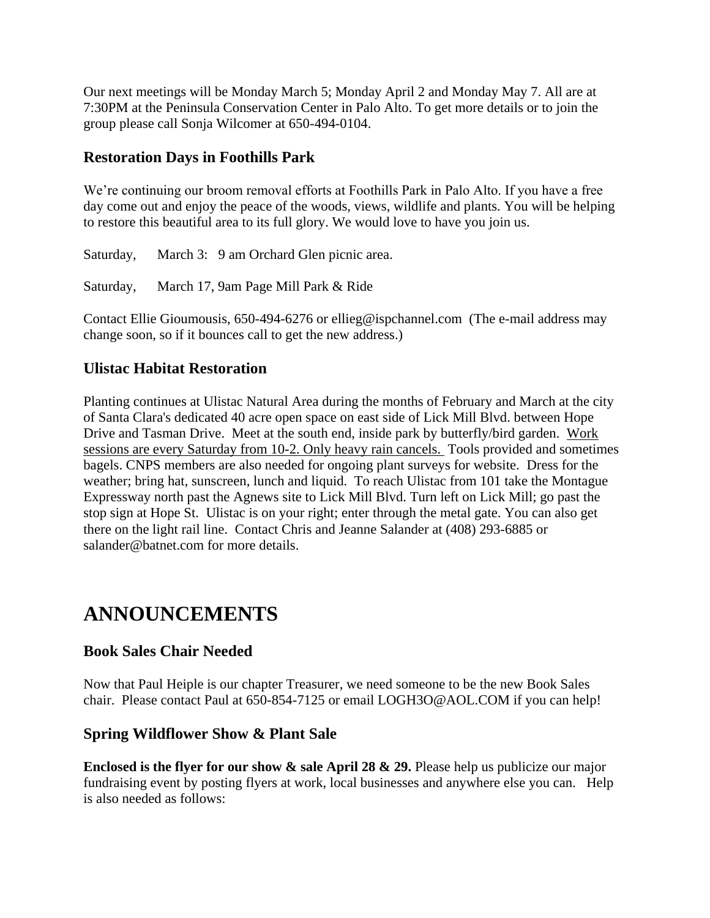Our next meetings will be Monday March 5; Monday April 2 and Monday May 7. All are at 7:30PM at the Peninsula Conservation Center in Palo Alto. To get more details or to join the group please call Sonja Wilcomer at 650-494-0104.

### Restoration Days in Foothills Park

We're continuing our broom removal efforts at Foothills Park in Palo Alto. If you have a free day come out and enjoy the peace of the woods, views, wildlife and plants. You will be helping to restore this beautiful area to its full glory. We would love to have you join us.

Saturday, March 3: 9 am Orchard Glen picnic area.

Saturday, March 17, 9am Page Mill Park & Ride

Contact Ellie Gioumousis, 650-494-6276 or ellieg@ispchannel.com (The e-mail address may change soon, so if it bounces call to get the new address.)

### Ulistac Habitat Restoration

Planting continues at Ulistac Natural Area during the months of February and March at the city of Santa Clara's dedicated 40 acre open space on east side of Lick Mill Blvd. between Hope Drive and Tasman Drive. Meet at the south end, inside park by butterfly/bird garden. Work sessions are every Saturday from 10-2. Only heavy rain cancels. Tools provided and sometimes bagels. CNPS members are also needed for ongoing plant surveys for website. Dress for the weather; bring hat, sunscreen, lunch and liquid. To reach Ulistac from 101 take the Montague Expressway north past the Agnews site to Lick Mill Blvd. Turn left on Lick Mill; go past the stop sign at Hope St. Ulistac is on your right; enter through the metal gate. You can also get there on the light rail line. Contact Chris and Jeanne Salander at (408) 293-6885 or salander@batnet.com for more details.

# ANNOUNCEMENTS

### Book Sales Chair Needed

Now that Paul Heiple is our chapter Treasurer, we need someone to be the new Book Sales chair. Please contact Paul at 650-854-7125 or email LOGH3O@AOL.COM if you can help!

### Spring Wildflower Show & Plant Sale

**Enclosed is the flyer for our show & sale April 28 & 29.** Please help us publicize our major fundraising event by posting flyers at work, local businesses and anywhere else you can. Help is also needed as follows: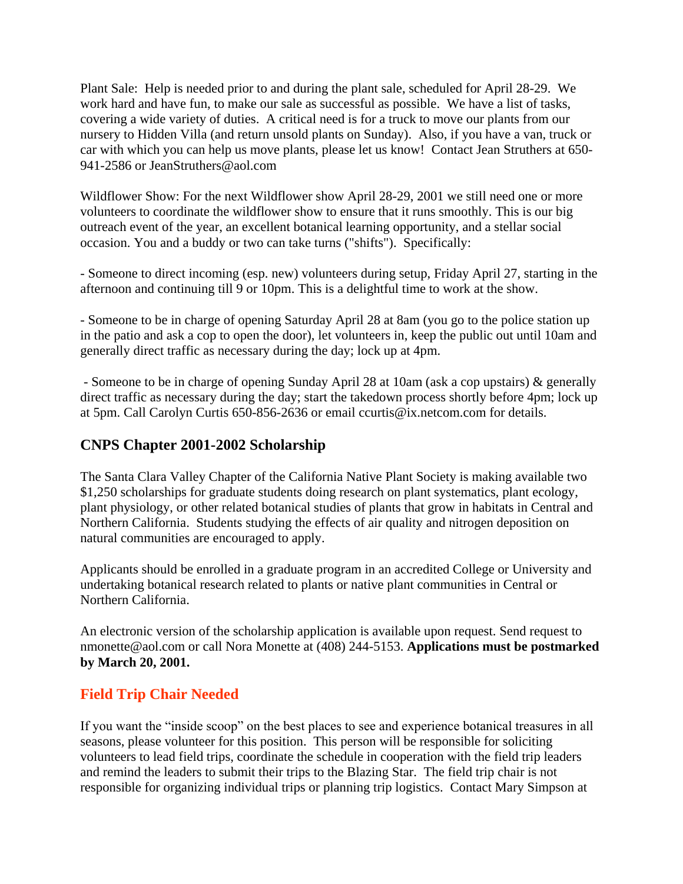Plant Sale: Help is needed prior to and during the plant sale, scheduled for April 28-29. We work hard and have fun, to make our sale as successful as possible. We have a list of tasks, covering a wide variety of duties. A critical need is for a truck to move our plants from our nursery to Hidden Villa (and return unsold plants on Sunday). Also, if you have a van, truck or car with which you can help us move plants, please let us know! Contact Jean Struthers at 650-941-2586 or JeanStruthers@aol.com

Wildflower Show: For the next Wildflower show April 28-29, 2001 we still need one or more volunteers to coordinate the wildflower show to ensure that it runs smoothly. This is our big outreach event of the year, an excellent botanical learning opportunity, and a stellar social occasion. You and a buddy or two can take turns ("shifts"). Specifically:

- Someone to direct incoming (esp. new) volunteers during setup, Friday April 27, starting in the afternoon and continuing till 9 or 10pm. This is a delightful time to work at the show.

- Someone to be in charge of opening Saturday April 28 at 8am (you go to the police station up in the patio and ask a cop to open the door), let volunteers in, keep the public out until 10am and generally direct traffic as necessary during the day; lock up at 4pm.

- Someone to be in charge of opening Sunday April 28 at 10am (ask a cop upstairs) & generally direct traffic as necessary during the day; start the takedown process shortly before 4pm; lock up at 5pm. Call Carolyn Curtis 650-856-2636 or email ccurtis@ix.netcom.com for details.

## CNPS Chapter 2001-2002 Scholarship

The Santa Clara Valley Chapter of the California Native Plant Society is making available two $1,250 scholarships for graduate students doing research on plant systematics, plant ecology, plant physiology, or other related botanical studies of plants that grow in habitats in Central and Northern California. Students studying the effects of air quality and nitrogen deposition on natural communities are encouraged to apply.

Applicants should be enrolled in a graduate program in an accredited College or University and undertaking botanical research related to plants or native plant communities in Central or Northern California.

An electronic version of the scholarship application is available upon request. Send request to nmonette@aol.com or call Nora Monette at (408) 244-5153. **Applications must be postmarked by March 20, 2001.**

## Field Trip Chair Needed

If you want the "inside scoop" on the best places to see and experience botanical treasures in all seasons, please volunteer for this position. This person will be responsible for soliciting volunteers to lead field trips, coordinate the schedule in cooperation with the field trip leaders and remind the leaders to submit their trips to the Blazing Star. The field trip chair is not responsible for organizing individual trips or planning trip logistics. Contact Mary Simpson at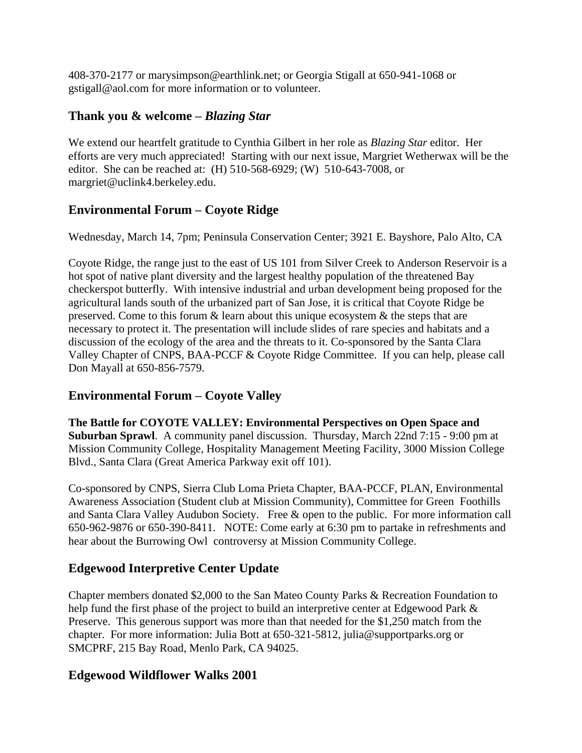408-370-2177 or marysimpson@earthlink.net; or Georgia Stigall at 650-941-1068 or gstigall@aol.com for more information or to volunteer.

## Thank you & welcome – *Blazing Star*

We extend our heartfelt gratitude to Cynthia Gilbert in her role as *Blazing Star* editor. Her efforts are very much appreciated! Starting with our next issue, Margriet Wetherwax will be the editor. She can be reached at: (H) 510-568-6929; (W) 510-643-7008, or margriet@uclink4.berkeley.edu.

## Environmental Forum – Coyote Ridge

Wednesday, March 14, 7pm; Peninsula Conservation Center; 3921 E. Bayshore, Palo Alto, CA

Coyote Ridge, the range just to the east of US 101 from Silver Creek to Anderson Reservoir is a hot spot of native plant diversity and the largest healthy population of the threatened Bay checkerspot butterfly. With intensive industrial and urban development being proposed for the agricultural lands south of the urbanized part of San Jose, it is critical that Coyote Ridge be preserved. Come to this forum & learn about this unique ecosystem & the steps that are necessary to protect it. The presentation will include slides of rare species and habitats and a discussion of the ecology of the area and the threats to it. Co-sponsored by the Santa Clara Valley Chapter of CNPS, BAA-PCCF & Coyote Ridge Committee. If you can help, please call Don Mayall at 650-856-7579.

## Environmental Forum – Coyote Valley

**The Battle for COYOTE VALLEY: Environmental Perspectives on Open Space and Suburban Sprawl**. A community panel discussion. Thursday, March 22nd 7:15 - 9:00 pm at Mission Community College, Hospitality Management Meeting Facility, 3000 Mission College Blvd., Santa Clara (Great America Parkway exit off 101).

Co-sponsored by CNPS, Sierra Club Loma Prieta Chapter, BAA-PCCF, PLAN, Environmental Awareness Association (Student club at Mission Community), Committee for Green Foothills and Santa Clara Valley Audubon Society. Free & open to the public. For more information call 650-962-9876 or 650-390-8411. NOTE: Come early at 6:30 pm to partake in refreshments and hear about the Burrowing Owl controversy at Mission Community College.

## Edgewood Interpretive Center Update

Chapter members donated $2,000 to the San Mateo County Parks & Recreation Foundation to help fund the first phase of the project to build an interpretive center at Edgewood Park & Preserve. This generous support was more than that needed for the $1,250 match from the chapter. For more information: Julia Bott at 650-321-5812, julia@supportparks.org or SMCPRF, 215 Bay Road, Menlo Park, CA 94025.

## Edgewood Wildflower Walks 2001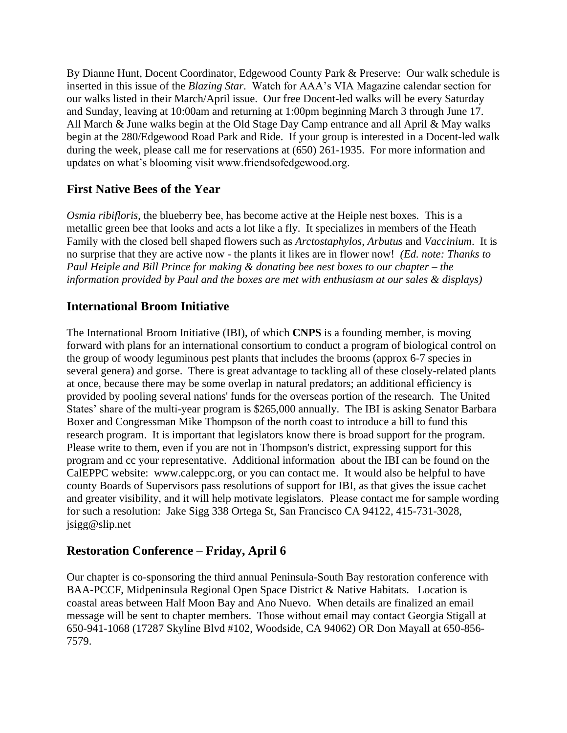By Dianne Hunt, Docent Coordinator, Edgewood County Park & Preserve: Our walk schedule is inserted in this issue of the *Blazing Star*. Watch for AAA's VIA Magazine calendar section for our walks listed in their March/April issue. Our free Docent-led walks will be every Saturday and Sunday, leaving at 10:00am and returning at 1:00pm beginning March 3 through June 17. All March & June walks begin at the Old Stage Day Camp entrance and all April & May walks begin at the 280/Edgewood Road Park and Ride. If your group is interested in a Docent-led walk during the week, please call me for reservations at (650) 261-1935. For more information and updates on what's blooming visit www.friendsofedgewood.org.

## First Native Bees of the Year

*Osmia ribifloris*, the blueberry bee, has become active at the Heiple nest boxes. This is a metallic green bee that looks and acts a lot like a fly. It specializes in members of the Heath Family with the closed bell shaped flowers such as *Arctostaphylos*, *Arbutus* and *Vaccinium*. It is no surprise that they are active now - the plants it likes are in flower now! *(Ed. note: Thanks to Paul Heiple and Bill Prince for making & donating bee nest boxes to our chapter – the information provided by Paul and the boxes are met with enthusiasm at our sales & displays)*

## International Broom Initiative

The International Broom Initiative (IBI), of which **CNPS** is a founding member, is moving forward with plans for an international consortium to conduct a program of biological control on the group of woody leguminous pest plants that includes the brooms (approx 6-7 species in several genera) and gorse. There is great advantage to tackling all of these closely-related plants at once, because there may be some overlap in natural predators; an additional efficiency is provided by pooling several nations' funds for the overseas portion of the research. The United States' share of the multi-year program is $265,000 annually. The IBI is asking Senator Barbara Boxer and Congressman Mike Thompson of the north coast to introduce a bill to fund this research program. It is important that legislators know there is broad support for the program. Please write to them, even if you are not in Thompson's district, expressing support for this program and cc your representative. Additional information about the IBI can be found on the CalEPPC website: www.caleppc.org, or you can contact me. It would also be helpful to have county Boards of Supervisors pass resolutions of support for IBI, as that gives the issue cachet and greater visibility, and it will help motivate legislators. Please contact me for sample wording for such a resolution: Jake Sigg 338 Ortega St, San Francisco CA 94122, 415-731-3028, jsigg@slip.net

## Restoration Conference – Friday, April 6

Our chapter is co-sponsoring the third annual Peninsula-South Bay restoration conference with BAA-PCCF, Midpeninsula Regional Open Space District & Native Habitats. Location is coastal areas between Half Moon Bay and Ano Nuevo. When details are finalized an email message will be sent to chapter members. Those without email may contact Georgia Stigall at 650-941-1068 (17287 Skyline Blvd #102, Woodside, CA 94062) OR Don Mayall at 650-856-7579.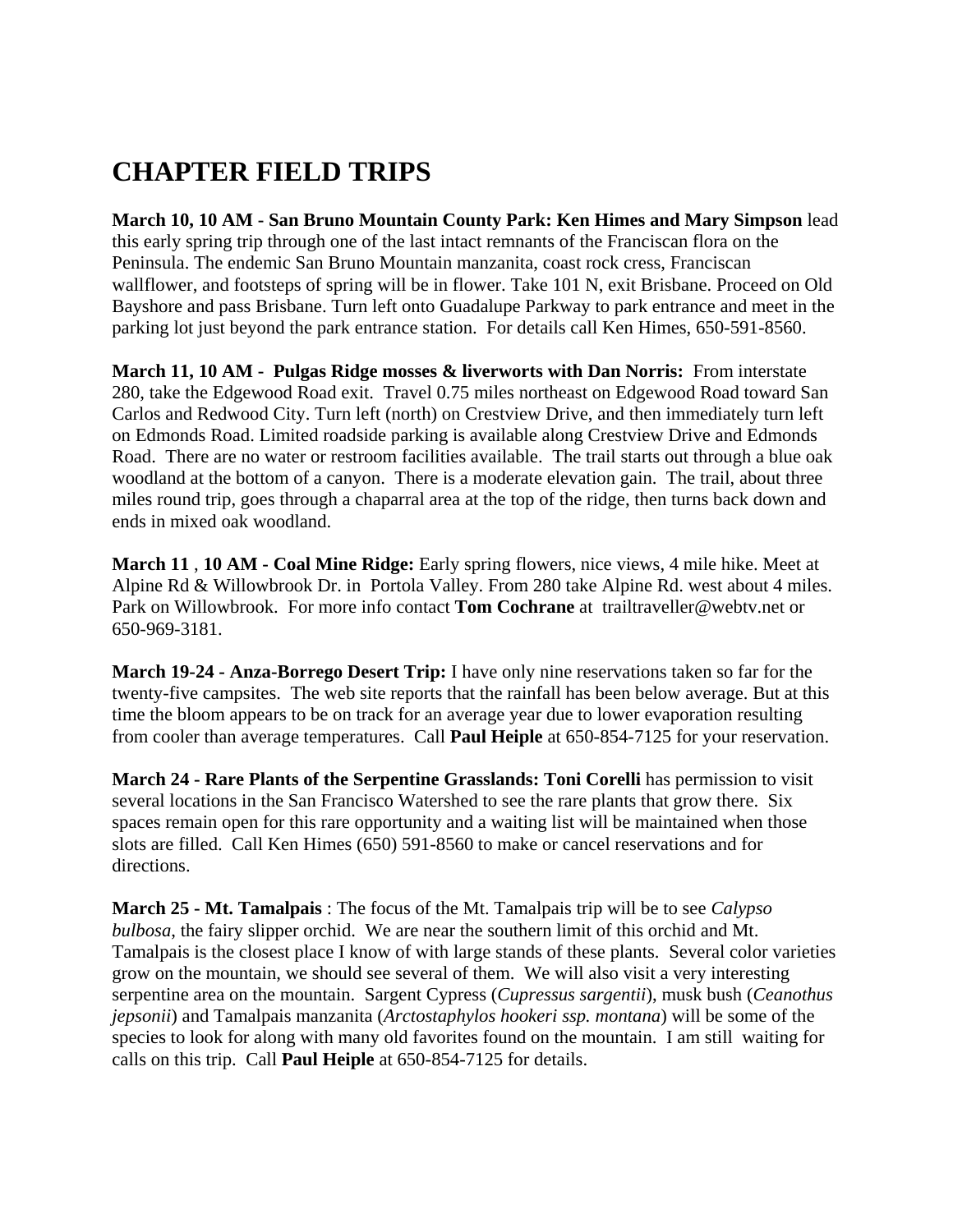# CHAPTER FIELD TRIPS

**March 10, 10 AM - San Bruno Mountain County Park: Ken Himes and Mary Simpson** lead this early spring trip through one of the last intact remnants of the Franciscan flora on the Peninsula. The endemic San Bruno Mountain manzanita, coast rock cress, Franciscan wallflower, and footsteps of spring will be in flower. Take 101 N, exit Brisbane. Proceed on Old Bayshore and pass Brisbane. Turn left onto Guadalupe Parkway to park entrance and meet in the parking lot just beyond the park entrance station. For details call Ken Himes, 650-591-8560.

**March 11, 10 AM - Pulgas Ridge mosses & liverworts with Dan Norris:** From interstate 280, take the Edgewood Road exit. Travel 0.75 miles northeast on Edgewood Road toward San Carlos and Redwood City. Turn left (north) on Crestview Drive, and then immediately turn left on Edmonds Road. Limited roadside parking is available along Crestview Drive and Edmonds Road. There are no water or restroom facilities available. The trail starts out through a blue oak woodland at the bottom of a canyon. There is a moderate elevation gain. The trail, about three miles round trip, goes through a chaparral area at the top of the ridge, then turns back down and ends in mixed oak woodland.

**March 11** , **10 AM - Coal Mine Ridge:** Early spring flowers, nice views, 4 mile hike. Meet at Alpine Rd & Willowbrook Dr. in Portola Valley. From 280 take Alpine Rd. west about 4 miles. Park on Willowbrook. For more info contact **Tom Cochrane** at trailtraveller@webtv.net or 650-969-3181.

**March 19-24 - Anza-Borrego Desert Trip:** I have only nine reservations taken so far for the twenty-five campsites. The web site reports that the rainfall has been below average. But at this time the bloom appears to be on track for an average year due to lower evaporation resulting from cooler than average temperatures. Call **Paul Heiple** at 650-854-7125 for your reservation.

**March 24 - Rare Plants of the Serpentine Grasslands: Toni Corelli** has permission to visit several locations in the San Francisco Watershed to see the rare plants that grow there. Six spaces remain open for this rare opportunity and a waiting list will be maintained when those slots are filled. Call Ken Himes (650) 591-8560 to make or cancel reservations and for directions.

**March 25 - Mt. Tamalpais** : The focus of the Mt. Tamalpais trip will be to see *Calypso bulbosa*, the fairy slipper orchid. We are near the southern limit of this orchid and Mt. Tamalpais is the closest place I know of with large stands of these plants. Several color varieties grow on the mountain, we should see several of them. We will also visit a very interesting serpentine area on the mountain. Sargent Cypress (*Cupressus sargentii*), musk bush (*Ceanothus jepsonii*) and Tamalpais manzanita (*Arctostaphylos hookeri ssp. montana*) will be some of the species to look for along with many old favorites found on the mountain. I am still waiting for calls on this trip. Call **Paul Heiple** at 650-854-7125 for details.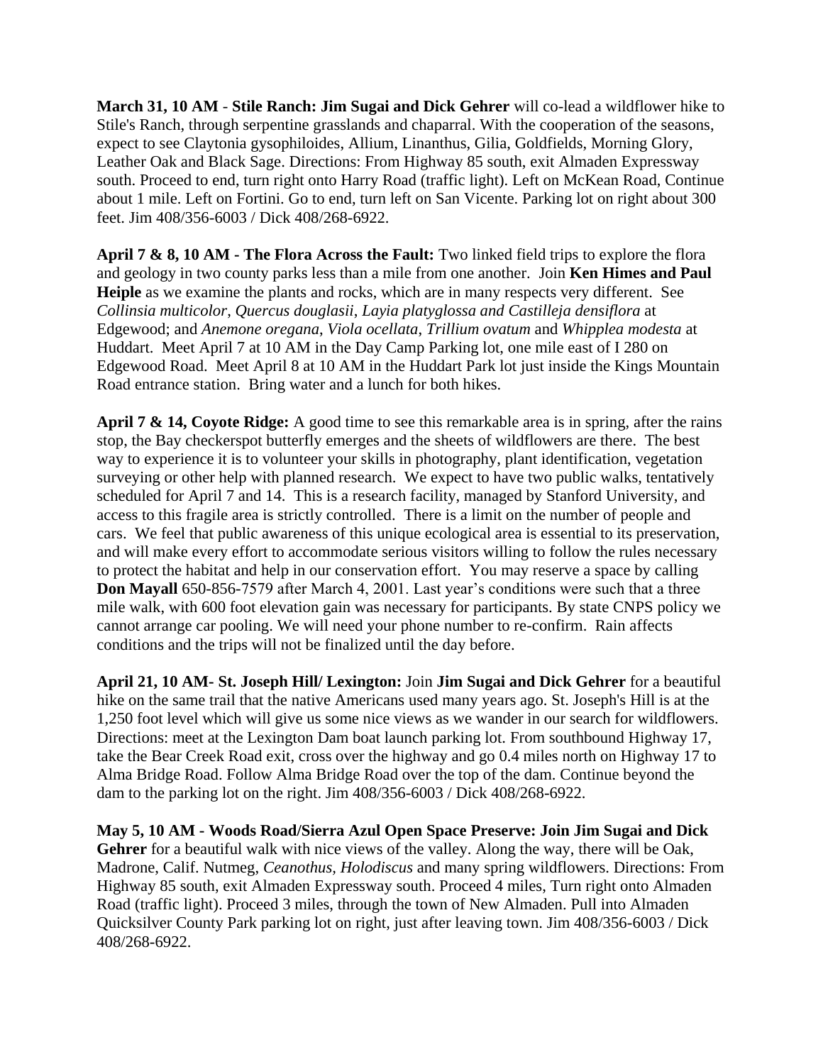**March 31, 10 AM** - **Stile Ranch: Jim Sugai and Dick Gehrer** will co-lead a wildflower hike to Stile's Ranch, through serpentine grasslands and chaparral. With the cooperation of the seasons, expect to see Claytonia gysophiloides, Allium, Linanthus, Gilia, Goldfields, Morning Glory, Leather Oak and Black Sage. Directions: From Highway 85 south, exit Almaden Expressway south. Proceed to end, turn right onto Harry Road (traffic light). Left on McKean Road, Continue about 1 mile. Left on Fortini. Go to end, turn left on San Vicente. Parking lot on right about 300 feet. Jim 408/356-6003 / Dick 408/268-6922.

**April 7 & 8, 10 AM - The Flora Across the Fault:** Two linked field trips to explore the flora and geology in two county parks less than a mile from one another. Join **Ken Himes and Paul Heiple** as we examine the plants and rocks, which are in many respects very different. See *Collinsia multicolor*, *Quercus douglasii*, *Layia platyglossa and Castilleja densiflora* at Edgewood; and *Anemone oregana*, *Viola ocellata*, *Trillium ovatum* and *Whipplea modesta* at Huddart. Meet April 7 at 10 AM in the Day Camp Parking lot, one mile east of I 280 on Edgewood Road. Meet April 8 at 10 AM in the Huddart Park lot just inside the Kings Mountain Road entrance station. Bring water and a lunch for both hikes.

**April 7 & 14, Coyote Ridge:** A good time to see this remarkable area is in spring, after the rains stop, the Bay checkerspot butterfly emerges and the sheets of wildflowers are there. The best way to experience it is to volunteer your skills in photography, plant identification, vegetation surveying or other help with planned research. We expect to have two public walks, tentatively scheduled for April 7 and 14. This is a research facility, managed by Stanford University, and access to this fragile area is strictly controlled. There is a limit on the number of people and cars. We feel that public awareness of this unique ecological area is essential to its preservation, and will make every effort to accommodate serious visitors willing to follow the rules necessary to protect the habitat and help in our conservation effort. You may reserve a space by calling **Don Mayall** 650-856-7579 after March 4, 2001. Last year's conditions were such that a three mile walk, with 600 foot elevation gain was necessary for participants. By state CNPS policy we cannot arrange car pooling. We will need your phone number to re-confirm. Rain affects conditions and the trips will not be finalized until the day before.

**April 21, 10 AM- St. Joseph Hill/ Lexington:** Join **Jim Sugai and Dick Gehrer** for a beautiful hike on the same trail that the native Americans used many years ago. St. Joseph's Hill is at the 1,250 foot level which will give us some nice views as we wander in our search for wildflowers. Directions: meet at the Lexington Dam boat launch parking lot. From southbound Highway 17, take the Bear Creek Road exit, cross over the highway and go 0.4 miles north on Highway 17 to Alma Bridge Road. Follow Alma Bridge Road over the top of the dam. Continue beyond the dam to the parking lot on the right. Jim 408/356-6003 / Dick 408/268-6922.

**May 5, 10 AM - Woods Road/Sierra Azul Open Space Preserve: Join Jim Sugai and Dick Gehrer** for a beautiful walk with nice views of the valley. Along the way, there will be Oak, Madrone, Calif. Nutmeg, *Ceanothus, Holodiscus* and many spring wildflowers. Directions: From Highway 85 south, exit Almaden Expressway south. Proceed 4 miles, Turn right onto Almaden Road (traffic light). Proceed 3 miles, through the town of New Almaden. Pull into Almaden Quicksilver County Park parking lot on right, just after leaving town. Jim 408/356-6003 / Dick 408/268-6922.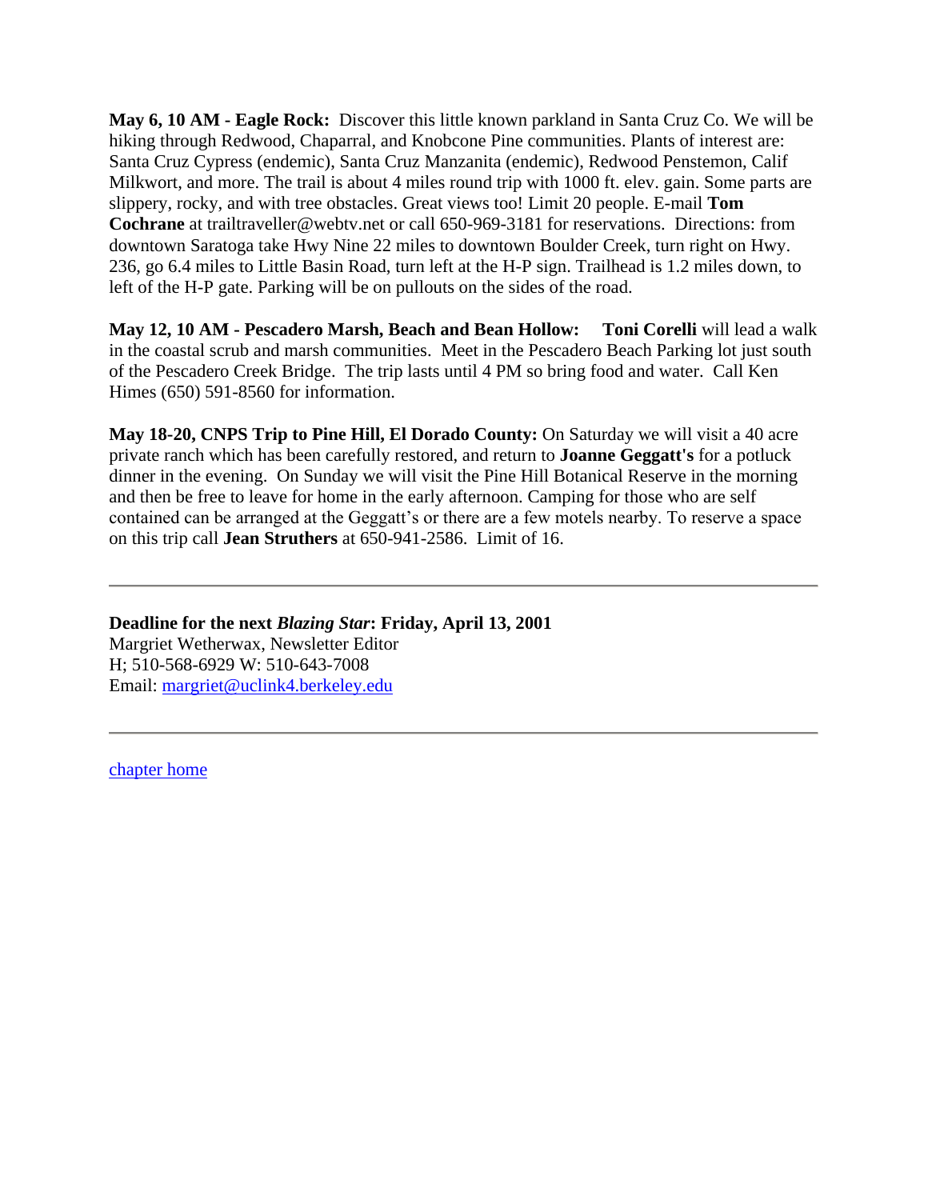**May 6, 10 AM - Eagle Rock:** Discover this little known parkland in Santa Cruz Co. We will be hiking through Redwood, Chaparral, and Knobcone Pine communities. Plants of interest are: Santa Cruz Cypress (endemic), Santa Cruz Manzanita (endemic), Redwood Penstemon, Calif Milkwort, and more. The trail is about 4 miles round trip with 1000 ft. elev. gain. Some parts are slippery, rocky, and with tree obstacles. Great views too! Limit 20 people. E-mail **Tom Cochrane** at trailtraveller@webtv.net or call 650-969-3181 for reservations. Directions: from downtown Saratoga take Hwy Nine 22 miles to downtown Boulder Creek, turn right on Hwy. 236, go 6.4 miles to Little Basin Road, turn left at the H-P sign. Trailhead is 1.2 miles down, to left of the H-P gate. Parking will be on pullouts on the sides of the road.

**May 12, 10 AM - Pescadero Marsh, Beach and Bean Hollow:** **Toni Corelli** will lead a walk in the coastal scrub and marsh communities. Meet in the Pescadero Beach Parking lot just south of the Pescadero Creek Bridge. The trip lasts until 4 PM so bring food and water. Call Ken Himes (650) 591-8560 for information.

**May 18-20, CNPS Trip to Pine Hill, El Dorado County:** On Saturday we will visit a 40 acre private ranch which has been carefully restored, and return to **Joanne Geggatt's** for a potluck dinner in the evening. On Sunday we will visit the Pine Hill Botanical Reserve in the morning and then be free to leave for home in the early afternoon. Camping for those who are self contained can be arranged at the Geggatt's or there are a few motels nearby. To reserve a space on this trip call **Jean Struthers** at 650-941-2586. Limit of 16.

---

**Deadline for the next *Blazing Star*: Friday, April 13, 2001**
Margriet Wetherwax, Newsletter Editor
H; 510-568-6929 W: 510-643-7008
Email: margriet@uclink4.berkeley.edu

---

chapter home